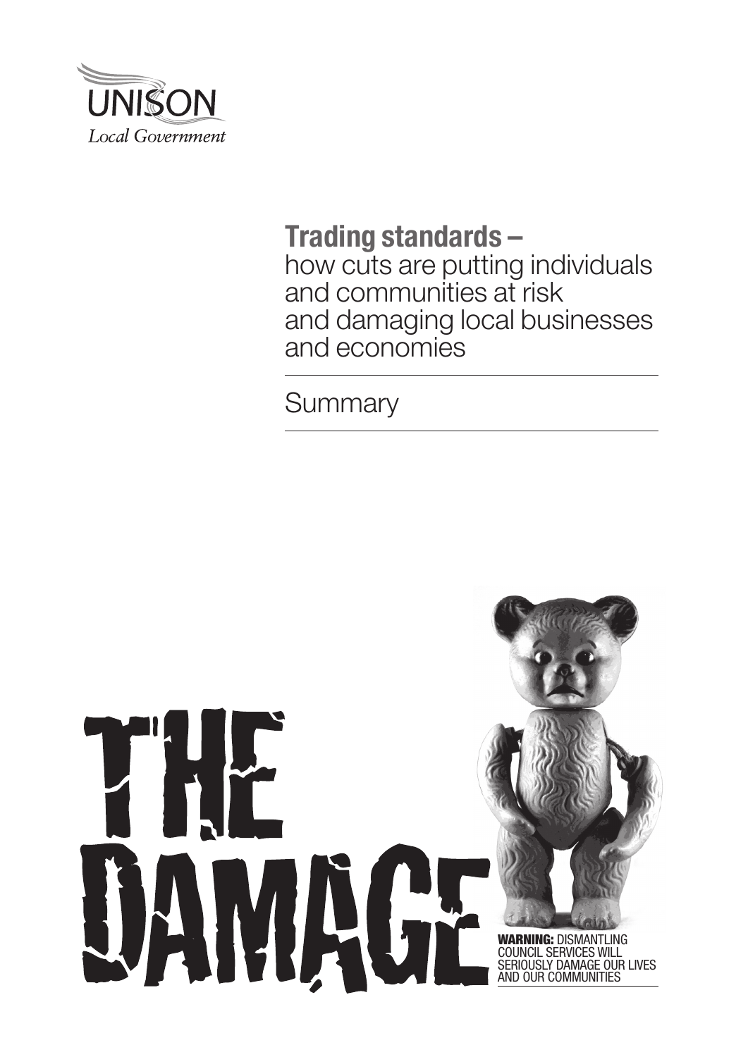UNISON

*Local Government*

# Trading standards –
how cuts are putting individuals and communities at risk and damaging local businesses and economies

Summary

THE DAMAGE

**WARNING:** DISMANTLING COUNCIL SERVICES WILL SERIOUSLY DAMAGE OUR LIVES AND OUR COMMUNITIES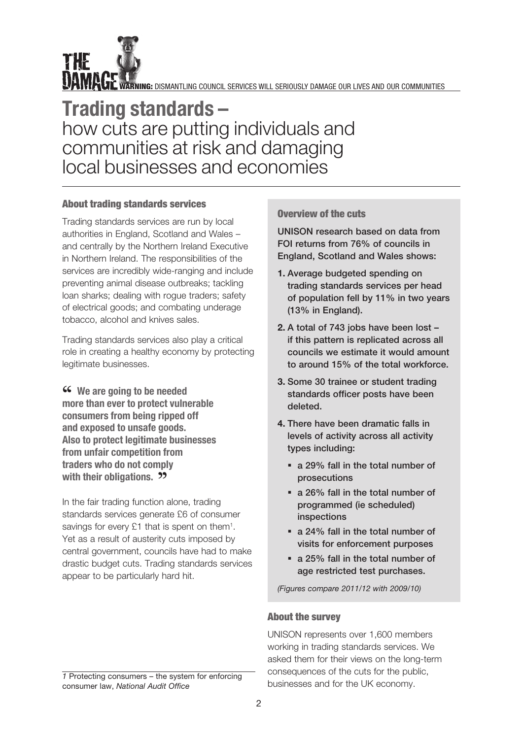# Trading standards – how cuts are putting individuals and communities at risk and damaging local businesses and economies

### About trading standards services

Trading standards services are run by local authorities in England, Scotland and Wales – and centrally by the Northern Ireland Executive in Northern Ireland. The responsibilities of the services are incredibly wide-ranging and include preventing animal disease outbreaks; tackling loan sharks; dealing with rogue traders; safety of electrical goods; and combating underage tobacco, alcohol and knives sales.

Trading standards services also play a critical role in creating a healthy economy by protecting legitimate businesses.

> **"We are going to be needed more than ever to protect vulnerable consumers from being ripped off and exposed to unsafe goods. Also to protect legitimate businesses from unfair competition from traders who do not comply with their obligations."**

In the fair trading function alone, trading standards services generate £6 of consumer savings for every £1 that is spent on them[1]. Yet as a result of austerity cuts imposed by central government, councils have had to make drastic budget cuts. Trading standards services appear to be particularly hard hit.

### Overview of the cuts

**UNISON research based on data from FOI returns from 76% of councils in England, Scotland and Wales shows:**

1. **Average budgeted spending on trading standards services per head of population fell by 11% in two years (13% in England).**
2. **A total of 743 jobs have been lost – if this pattern is replicated across all councils we estimate it would amount to around 15% of the total workforce.**
3. **Some 30 trainee or student trading standards officer posts have been deleted.**
4. **There have been dramatic falls in levels of activity across all activity types including:**
   - **a 29% fall in the total number of prosecutions**
   - **a 26% fall in the total number of programmed (ie scheduled) inspections**
   - **a 24% fall in the total number of visits for enforcement purposes**
   - **a 25% fall in the total number of age restricted test purchases.**

*(Figures compare 2011/12 with 2009/10)*

### About the survey

UNISON represents over 1,600 members working in trading standards services. We asked them for their views on the long-term consequences of the cuts for the public, businesses and for the UK economy.

---

*1* Protecting consumers – the system for enforcing consumer law, *National Audit Office*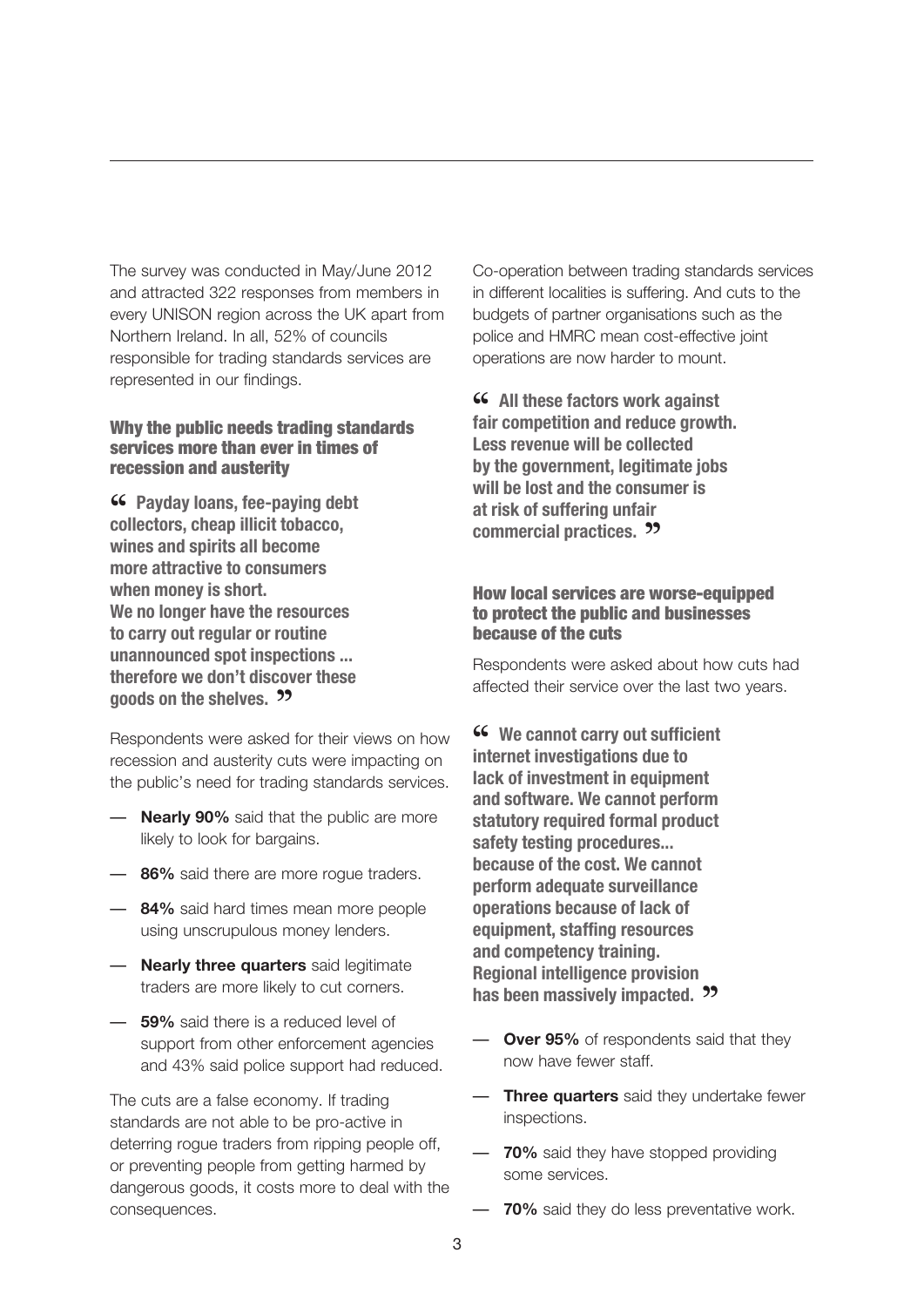The survey was conducted in May/June 2012 and attracted 322 responses from members in every UNISON region across the UK apart from Northern Ireland. In all, 52% of councils responsible for trading standards services are represented in our findings.

### Why the public needs trading standards services more than ever in times of recession and austerity

> **"Payday loans, fee-paying debt collectors, cheap illicit tobacco, wines and spirits all become more attractive to consumers when money is short. We no longer have the resources to carry out regular or routine unannounced spot inspections ... therefore we don't discover these goods on the shelves."**

Respondents were asked for their views on how recession and austerity cuts were impacting on the public's need for trading standards services.

- **Nearly 90%** said that the public are more likely to look for bargains.
- **86%** said there are more rogue traders.
- **84%** said hard times mean more people using unscrupulous money lenders.
- **Nearly three quarters** said legitimate traders are more likely to cut corners.
- **59%** said there is a reduced level of support from other enforcement agencies and 43% said police support had reduced.

The cuts are a false economy. If trading standards are not able to be pro-active in deterring rogue traders from ripping people off, or preventing people from getting harmed by dangerous goods, it costs more to deal with the consequences.

Co-operation between trading standards services in different localities is suffering. And cuts to the budgets of partner organisations such as the police and HMRC mean cost-effective joint operations are now harder to mount.

> **"All these factors work against fair competition and reduce growth. Less revenue will be collected by the government, legitimate jobs will be lost and the consumer is at risk of suffering unfair commercial practices."**

### How local services are worse-equipped to protect the public and businesses because of the cuts

Respondents were asked about how cuts had affected their service over the last two years.

> **"We cannot carry out sufficient internet investigations due to lack of investment in equipment and software. We cannot perform statutory required formal product safety testing procedures... because of the cost. We cannot perform adequate surveillance operations because of lack of equipment, staffing resources and competency training. Regional intelligence provision has been massively impacted."**

- **Over 95%** of respondents said that they now have fewer staff.
- **Three quarters** said they undertake fewer inspections.
- **70%** said they have stopped providing some services.
- **70%** said they do less preventative work.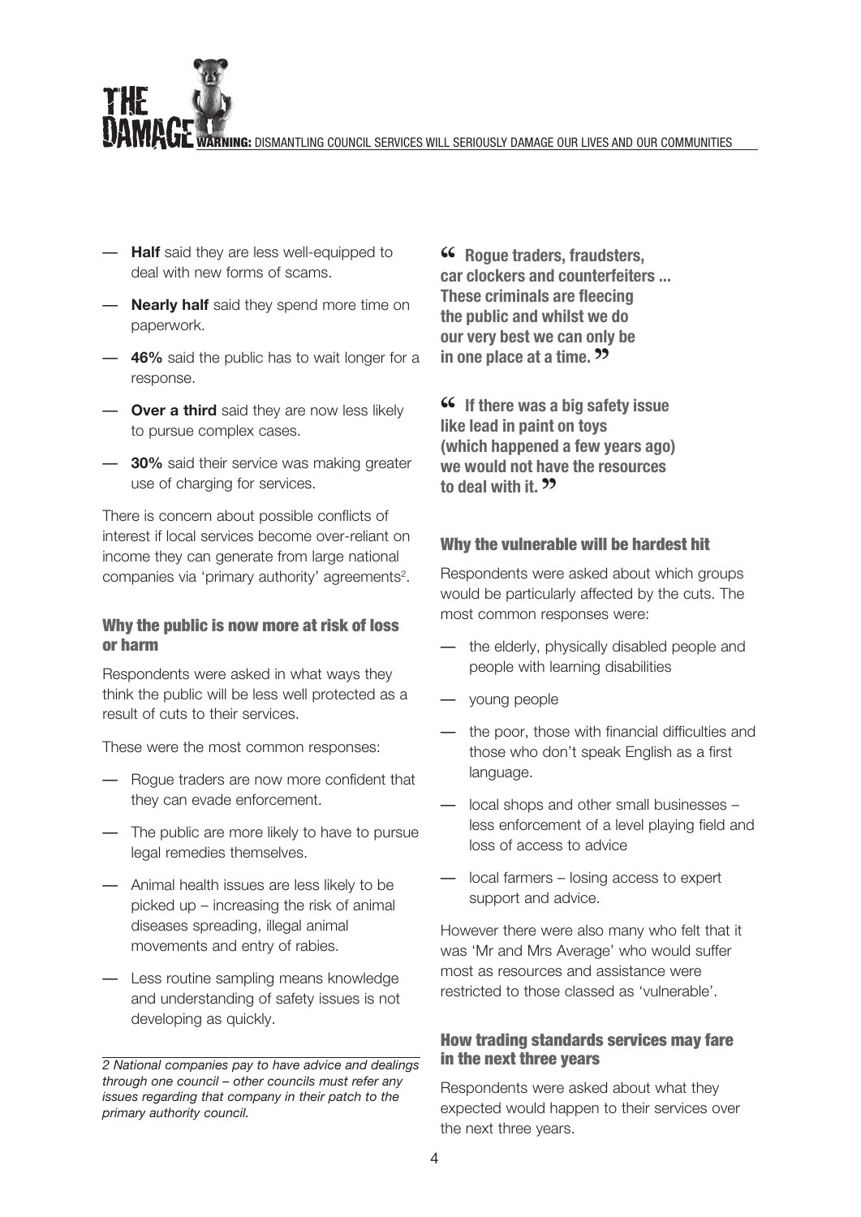- **Half** said they are less well-equipped to deal with new forms of scams.
- **Nearly half** said they spend more time on paperwork.
- **46%** said the public has to wait longer for a response.
- **Over a third** said they are now less likely to pursue complex cases.
- **30%** said their service was making greater use of charging for services.

There is concern about possible conflicts of interest if local services become over-reliant on income they can generate from large national companies via 'primary authority' agreements[2].

### Why the public is now more at risk of loss or harm

Respondents were asked in what ways they think the public will be less well protected as a result of cuts to their services.

These were the most common responses:

- Rogue traders are now more confident that they can evade enforcement.
- The public are more likely to have to pursue legal remedies themselves.
- Animal health issues are less likely to be picked up – increasing the risk of animal diseases spreading, illegal animal movements and entry of rabies.
- Less routine sampling means knowledge and understanding of safety issues is not developing as quickly.

*2 National companies pay to have advice and dealings through one council – other councils must refer any issues regarding that company in their patch to the primary authority council.*

> **"Rogue traders, fraudsters, car clockers and counterfeiters ... These criminals are fleecing the public and whilst we do our very best we can only be in one place at a time."**

> **"If there was a big safety issue like lead in paint on toys (which happened a few years ago) we would not have the resources to deal with it."**

### Why the vulnerable will be hardest hit

Respondents were asked about which groups would be particularly affected by the cuts. The most common responses were:

- the elderly, physically disabled people and people with learning disabilities
- young people
- the poor, those with financial difficulties and those who don't speak English as a first language.
- local shops and other small businesses – less enforcement of a level playing field and loss of access to advice
- local farmers – losing access to expert support and advice.

However there were also many who felt that it was 'Mr and Mrs Average' who would suffer most as resources and assistance were restricted to those classed as 'vulnerable'.

### How trading standards services may fare in the next three years

Respondents were asked about what they expected would happen to their services over the next three years.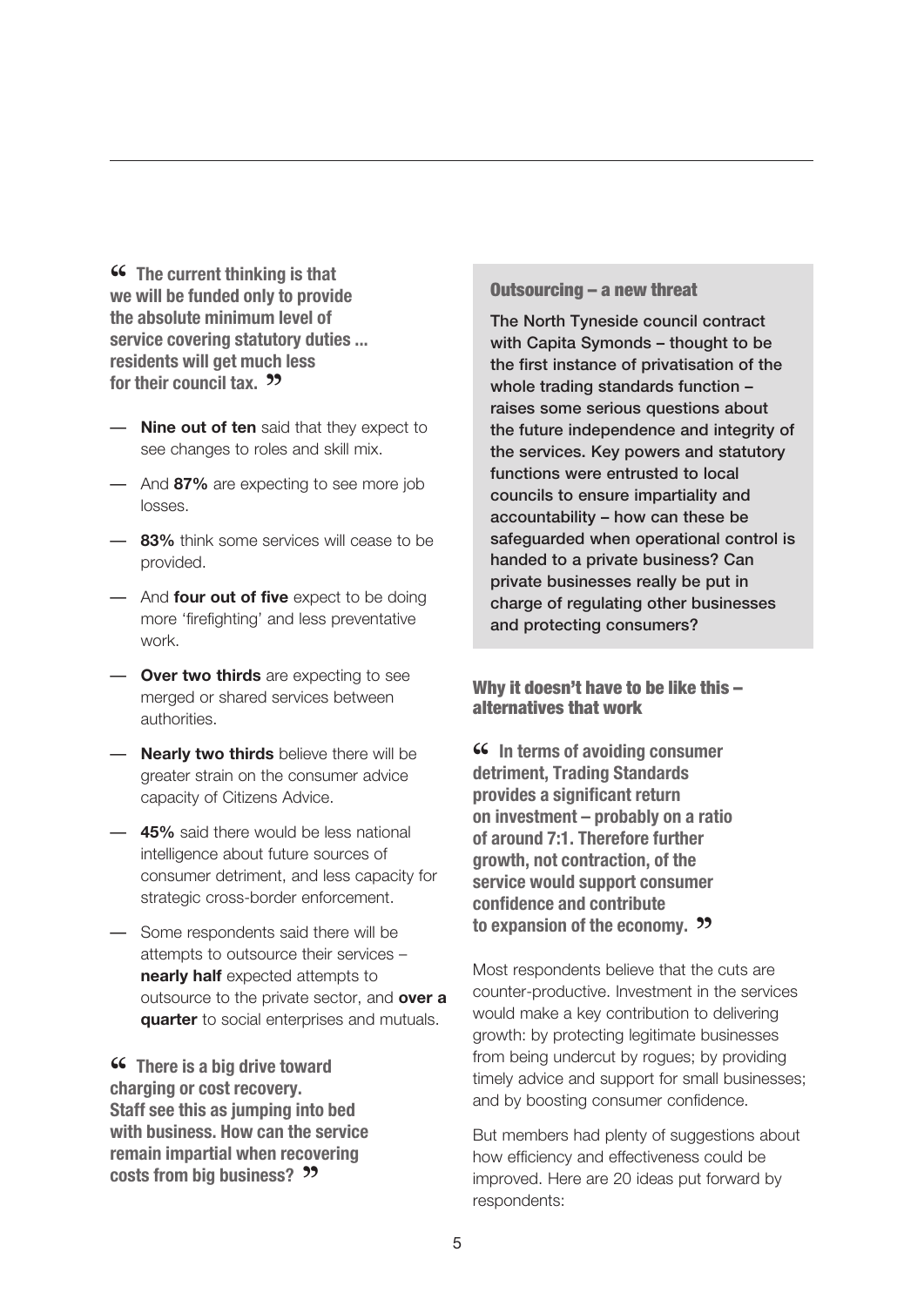> “The current thinking is that we will be funded only to provide the absolute minimum level of service covering statutory duties ... residents will get much less for their council tax.”

- **Nine out of ten** said that they expect to see changes to roles and skill mix.
- And **87%** are expecting to see more job losses.
- **83%** think some services will cease to be provided.
- And **four out of five** expect to be doing more ‘firefighting’ and less preventative work.
- **Over two thirds** are expecting to see merged or shared services between authorities.
- **Nearly two thirds** believe there will be greater strain on the consumer advice capacity of Citizens Advice.
- **45%** said there would be less national intelligence about future sources of consumer detriment, and less capacity for strategic cross-border enforcement.
- Some respondents said there will be attempts to outsource their services – **nearly half** expected attempts to outsource to the private sector, and **over a quarter** to social enterprises and mutuals.

> “There is a big drive toward charging or cost recovery. Staff see this as jumping into bed with business. How can the service remain impartial when recovering costs from big business?”

### Outsourcing – a new threat

**The North Tyneside council contract with Capita Symonds – thought to be the first instance of privatisation of the whole trading standards function – raises some serious questions about the future independence and integrity of the services. Key powers and statutory functions were entrusted to local councils to ensure impartiality and accountability – how can these be safeguarded when operational control is handed to a private business? Can private businesses really be put in charge of regulating other businesses and protecting consumers?**

### Why it doesn’t have to be like this – alternatives that work

> “In terms of avoiding consumer detriment, Trading Standards provides a significant return on investment – probably on a ratio of around 7:1. Therefore further growth, not contraction, of the service would support consumer confidence and contribute to expansion of the economy.”

Most respondents believe that the cuts are counter-productive. Investment in the services would make a key contribution to delivering growth: by protecting legitimate businesses from being undercut by rogues; by providing timely advice and support for small businesses; and by boosting consumer confidence.

But members had plenty of suggestions about how efficiency and effectiveness could be improved. Here are 20 ideas put forward by respondents: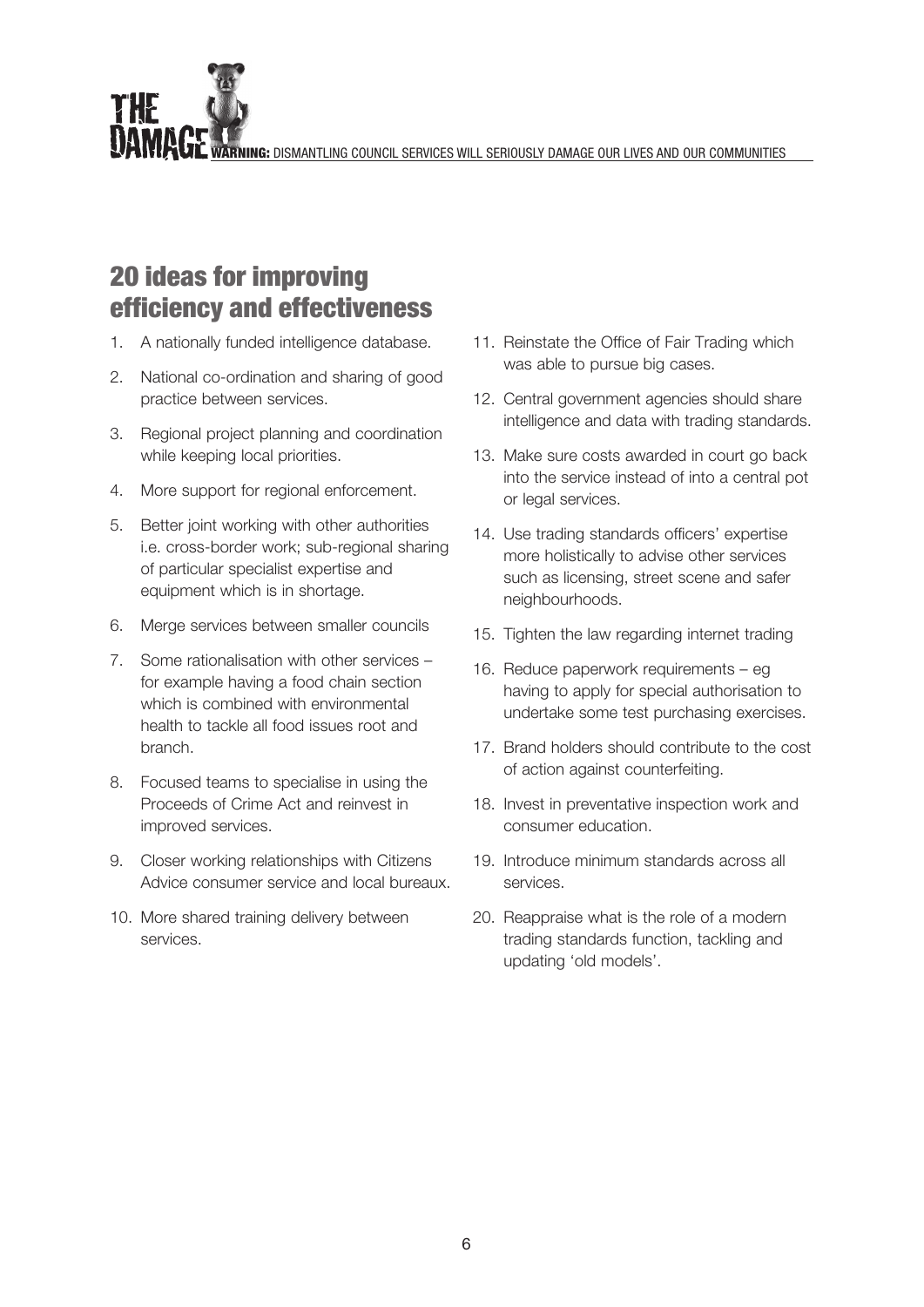## 20 ideas for improving efficiency and effectiveness

1. A nationally funded intelligence database.
2. National co-ordination and sharing of good practice between services.
3. Regional project planning and coordination while keeping local priorities.
4. More support for regional enforcement.
5. Better joint working with other authorities i.e. cross-border work; sub-regional sharing of particular specialist expertise and equipment which is in shortage.
6. Merge services between smaller councils
7. Some rationalisation with other services – for example having a food chain section which is combined with environmental health to tackle all food issues root and branch.
8. Focused teams to specialise in using the Proceeds of Crime Act and reinvest in improved services.
9. Closer working relationships with Citizens Advice consumer service and local bureaux.
10. More shared training delivery between services.
11. Reinstate the Office of Fair Trading which was able to pursue big cases.
12. Central government agencies should share intelligence and data with trading standards.
13. Make sure costs awarded in court go back into the service instead of into a central pot or legal services.
14. Use trading standards officers' expertise more holistically to advise other services such as licensing, street scene and safer neighbourhoods.
15. Tighten the law regarding internet trading
16. Reduce paperwork requirements – eg having to apply for special authorisation to undertake some test purchasing exercises.
17. Brand holders should contribute to the cost of action against counterfeiting.
18. Invest in preventative inspection work and consumer education.
19. Introduce minimum standards across all services.
20. Reappraise what is the role of a modern trading standards function, tackling and updating 'old models'.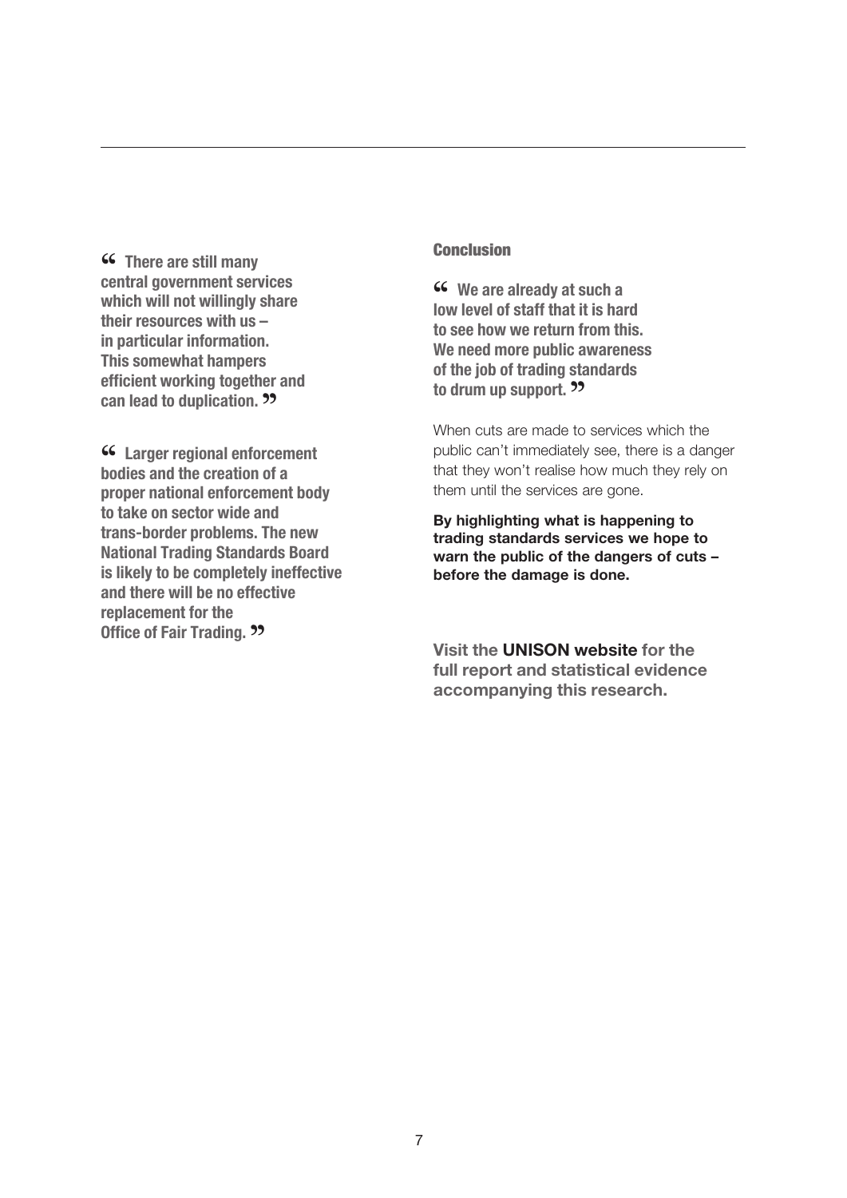> "There are still many central government services which will not willingly share their resources with us – in particular information. This somewhat hampers efficient working together and can lead to duplication."

> "Larger regional enforcement bodies and the creation of a proper national enforcement body to take on sector wide and trans-border problems. The new National Trading Standards Board is likely to be completely ineffective and there will be no effective replacement for the Office of Fair Trading."

## Conclusion

> "We are already at such a low level of staff that it is hard to see how we return from this. We need more public awareness of the job of trading standards to drum up support."

When cuts are made to services which the public can't immediately see, there is a danger that they won't realise how much they rely on them until the services are gone.

**By highlighting what is happening to trading standards services we hope to warn the public of the dangers of cuts – before the damage is done.**

**Visit the UNISON website for the full report and statistical evidence accompanying this research.**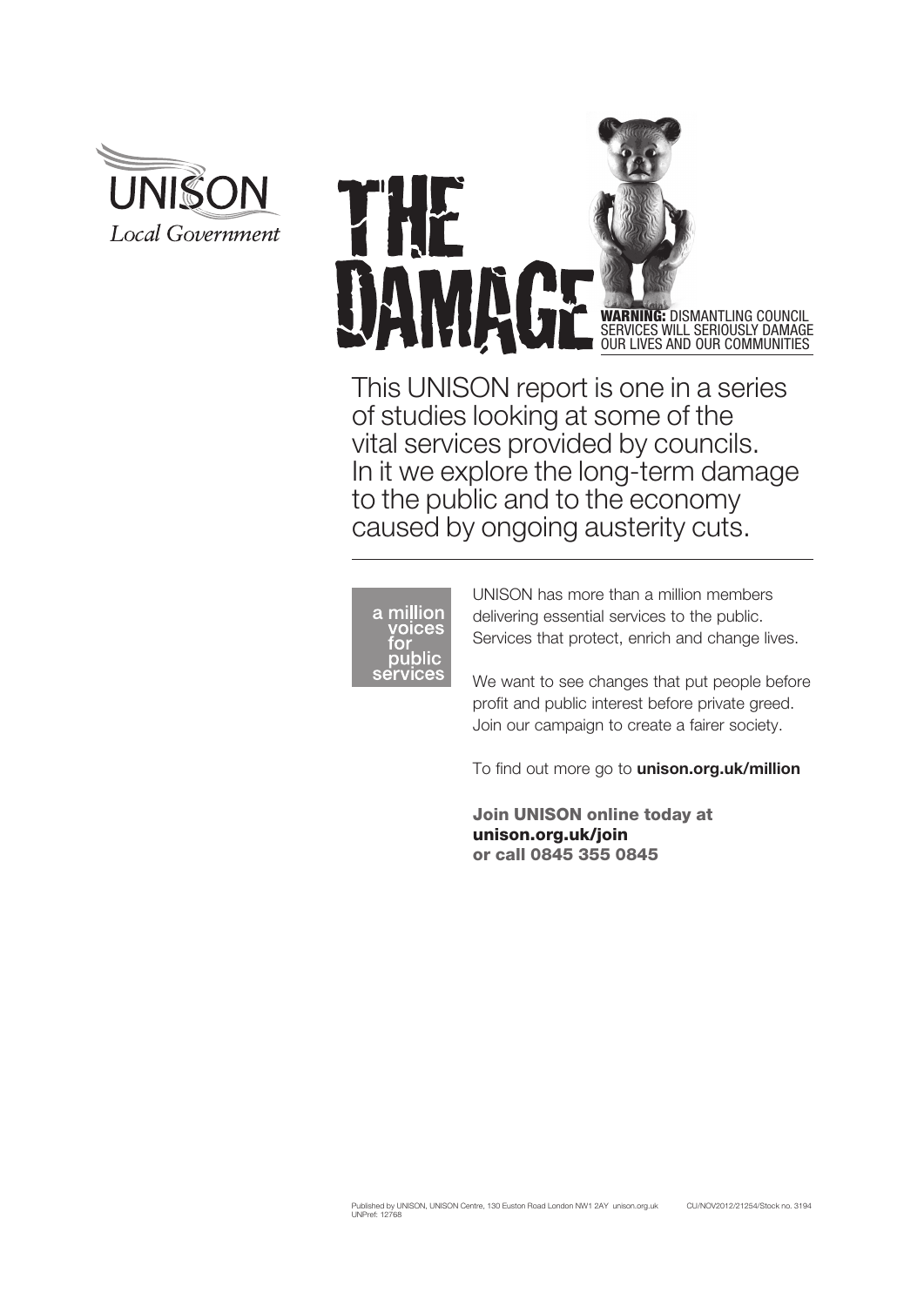UNISON
*Local Government*

# THE DAMAGE

**WARNING:** DISMANTLING COUNCIL SERVICES WILL SERIOUSLY DAMAGE OUR LIVES AND OUR COMMUNITIES

This UNISON report is one in a series of studies looking at some of the vital services provided by councils. In it we explore the long-term damage to the public and to the economy caused by ongoing austerity cuts.

a million voices for public services

UNISON has more than a million members delivering essential services to the public. Services that protect, enrich and change lives.

We want to see changes that put people before profit and public interest before private greed. Join our campaign to create a fairer society.

To find out more go to **unison.org.uk/million**

**Join UNISON online today at unison.org.uk/join or call 0845 355 0845**

Published by UNISON, UNISON Centre, 130 Euston Road London NW1 2AY unison.org.uk CU/NOV2012/21254/Stock no. 3194
UNPref: 12768